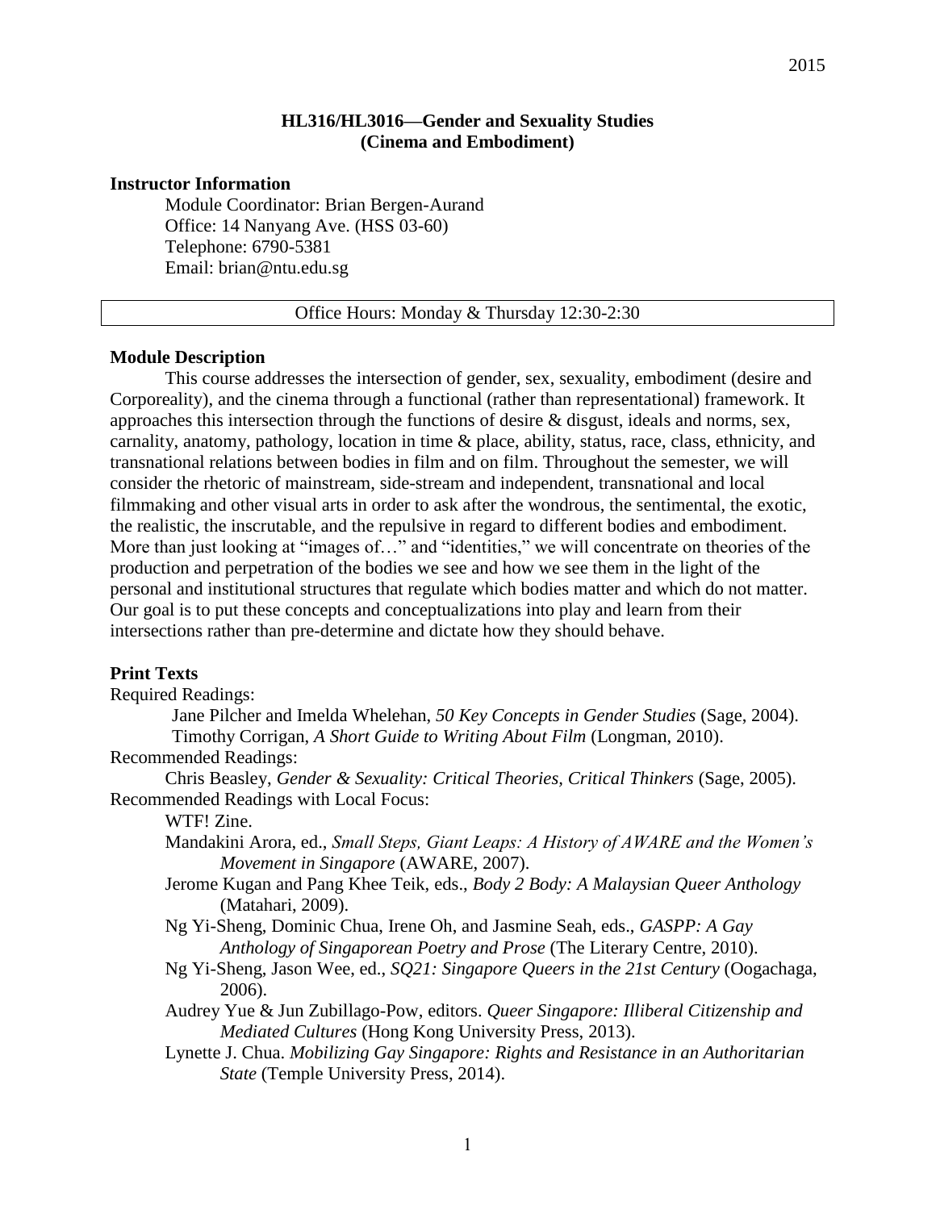2015

# HL316/HL3016—Gender and Sexuality Studies (Cinema and Embodiment)

### Instructor Information

Module Coordinator: Brian Bergen-Aurand  
Office: 14 Nanyang Ave. (HSS 03-60)  
Telephone: 6790-5381  
Email: brian@ntu.edu.sg

Office Hours: Monday & Thursday 12:30-2:30

### Module Description

This course addresses the intersection of gender, sex, sexuality, embodiment (desire and Corporeality), and the cinema through a functional (rather than representational) framework. It approaches this intersection through the functions of desire & disgust, ideals and norms, sex, carnality, anatomy, pathology, location in time & place, ability, status, race, class, ethnicity, and transnational relations between bodies in film and on film. Throughout the semester, we will consider the rhetoric of mainstream, side-stream and independent, transnational and local filmmaking and other visual arts in order to ask after the wondrous, the sentimental, the exotic, the realistic, the inscrutable, and the repulsive in regard to different bodies and embodiment. More than just looking at "images of…" and "identities," we will concentrate on theories of the production and perpetration of the bodies we see and how we see them in the light of the personal and institutional structures that regulate which bodies matter and which do not matter. Our goal is to put these concepts and conceptualizations into play and learn from their intersections rather than pre-determine and dictate how they should behave.

### Print Texts

Required Readings:

- Jane Pilcher and Imelda Whelehan, *50 Key Concepts in Gender Studies* (Sage, 2004).
- Timothy Corrigan, *A Short Guide to Writing About Film* (Longman, 2010).

Recommended Readings:

- Chris Beasley, *Gender & Sexuality: Critical Theories, Critical Thinkers* (Sage, 2005).

Recommended Readings with Local Focus:

- WTF! Zine.
- Mandakini Arora, ed., *Small Steps, Giant Leaps: A History of AWARE and the Women's Movement in Singapore* (AWARE, 2007).
- Jerome Kugan and Pang Khee Teik, eds., *Body 2 Body: A Malaysian Queer Anthology* (Matahari, 2009).
- Ng Yi-Sheng, Dominic Chua, Irene Oh, and Jasmine Seah, eds., *GASPP: A Gay Anthology of Singaporean Poetry and Prose* (The Literary Centre, 2010).
- Ng Yi-Sheng, Jason Wee, ed., *SQ21: Singapore Queers in the 21st Century* (Oogachaga, 2006).
- Audrey Yue & Jun Zubillago-Pow, editors. *Queer Singapore: Illiberal Citizenship and Mediated Cultures* (Hong Kong University Press, 2013).
- Lynette J. Chua. *Mobilizing Gay Singapore: Rights and Resistance in an Authoritarian State* (Temple University Press, 2014).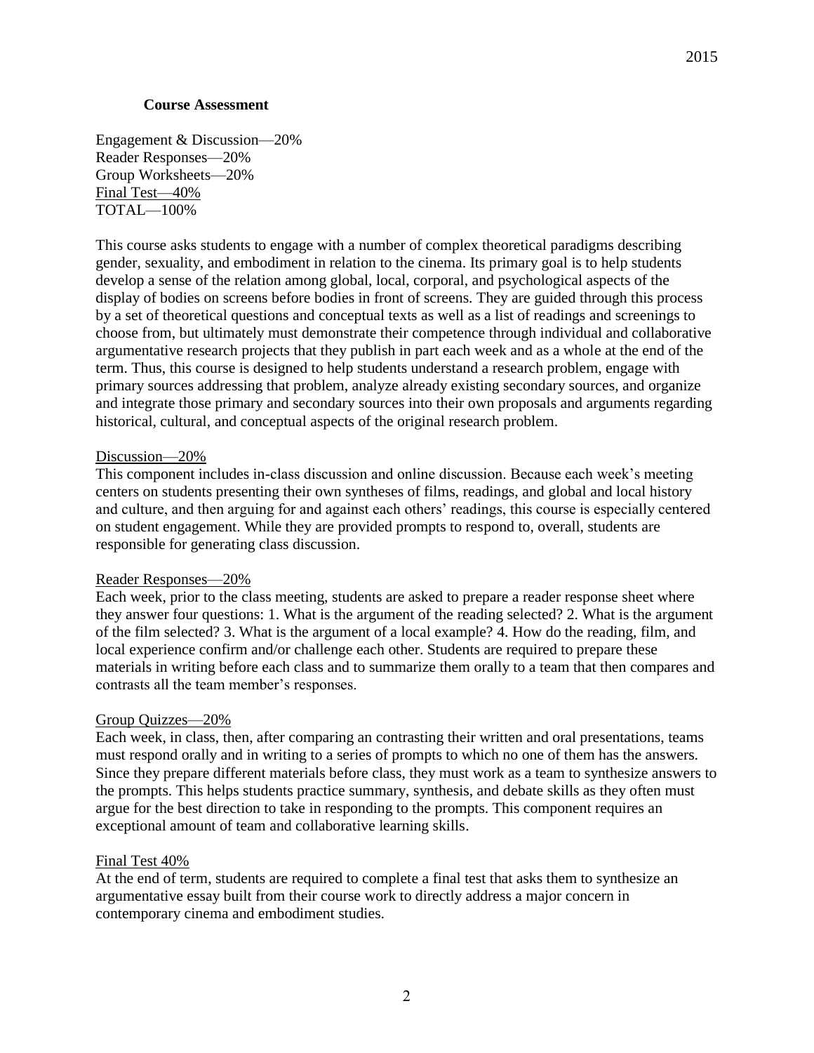### Course Assessment

Engagement & Discussion—20%
Reader Responses—20%
Group Worksheets—20%
Final Test—40%
TOTAL—100%

This course asks students to engage with a number of complex theoretical paradigms describing gender, sexuality, and embodiment in relation to the cinema. Its primary goal is to help students develop a sense of the relation among global, local, corporal, and psychological aspects of the display of bodies on screens before bodies in front of screens. They are guided through this process by a set of theoretical questions and conceptual texts as well as a list of readings and screenings to choose from, but ultimately must demonstrate their competence through individual and collaborative argumentative research projects that they publish in part each week and as a whole at the end of the term. Thus, this course is designed to help students understand a research problem, engage with primary sources addressing that problem, analyze already existing secondary sources, and organize and integrate those primary and secondary sources into their own proposals and arguments regarding historical, cultural, and conceptual aspects of the original research problem.

Discussion—20%

This component includes in-class discussion and online discussion. Because each week's meeting centers on students presenting their own syntheses of films, readings, and global and local history and culture, and then arguing for and against each others' readings, this course is especially centered on student engagement. While they are provided prompts to respond to, overall, students are responsible for generating class discussion.

Reader Responses—20%

Each week, prior to the class meeting, students are asked to prepare a reader response sheet where they answer four questions: 1. What is the argument of the reading selected? 2. What is the argument of the film selected? 3. What is the argument of a local example? 4. How do the reading, film, and local experience confirm and/or challenge each other. Students are required to prepare these materials in writing before each class and to summarize them orally to a team that then compares and contrasts all the team member's responses.

Group Quizzes—20%

Each week, in class, then, after comparing an contrasting their written and oral presentations, teams must respond orally and in writing to a series of prompts to which no one of them has the answers. Since they prepare different materials before class, they must work as a team to synthesize answers to the prompts. This helps students practice summary, synthesis, and debate skills as they often must argue for the best direction to take in responding to the prompts. This component requires an exceptional amount of team and collaborative learning skills.

Final Test 40%

At the end of term, students are required to complete a final test that asks them to synthesize an argumentative essay built from their course work to directly address a major concern in contemporary cinema and embodiment studies.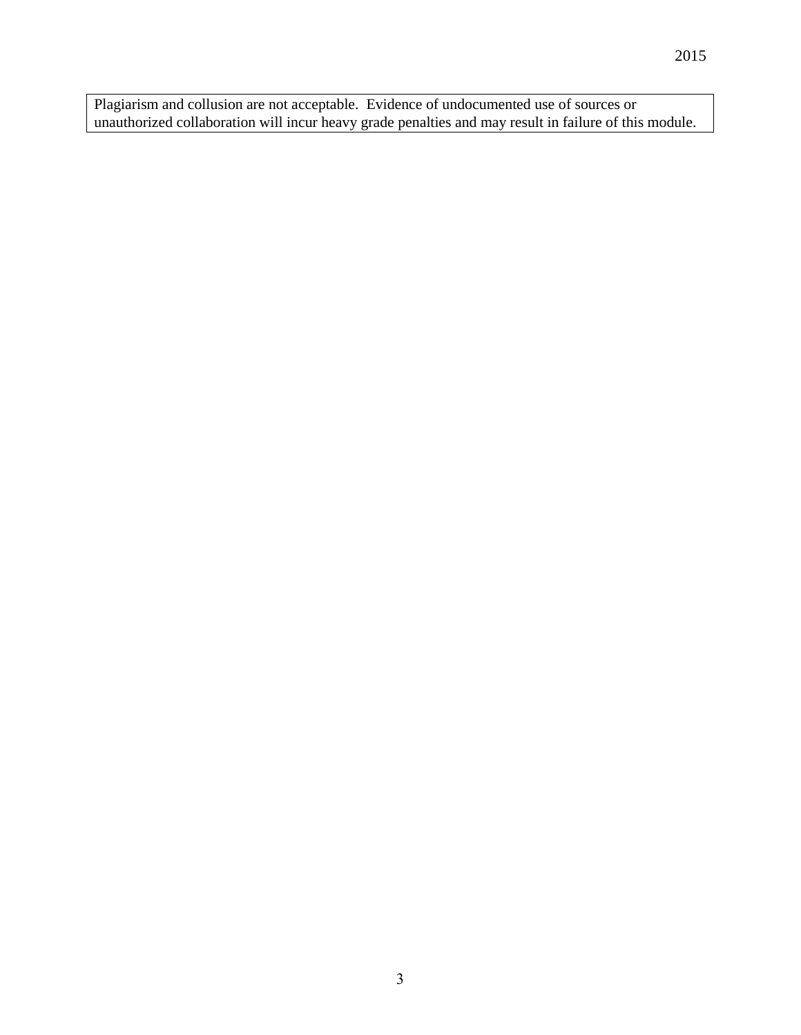Plagiarism and collusion are not acceptable. Evidence of undocumented use of sources or unauthorized collaboration will incur heavy grade penalties and may result in failure of this module.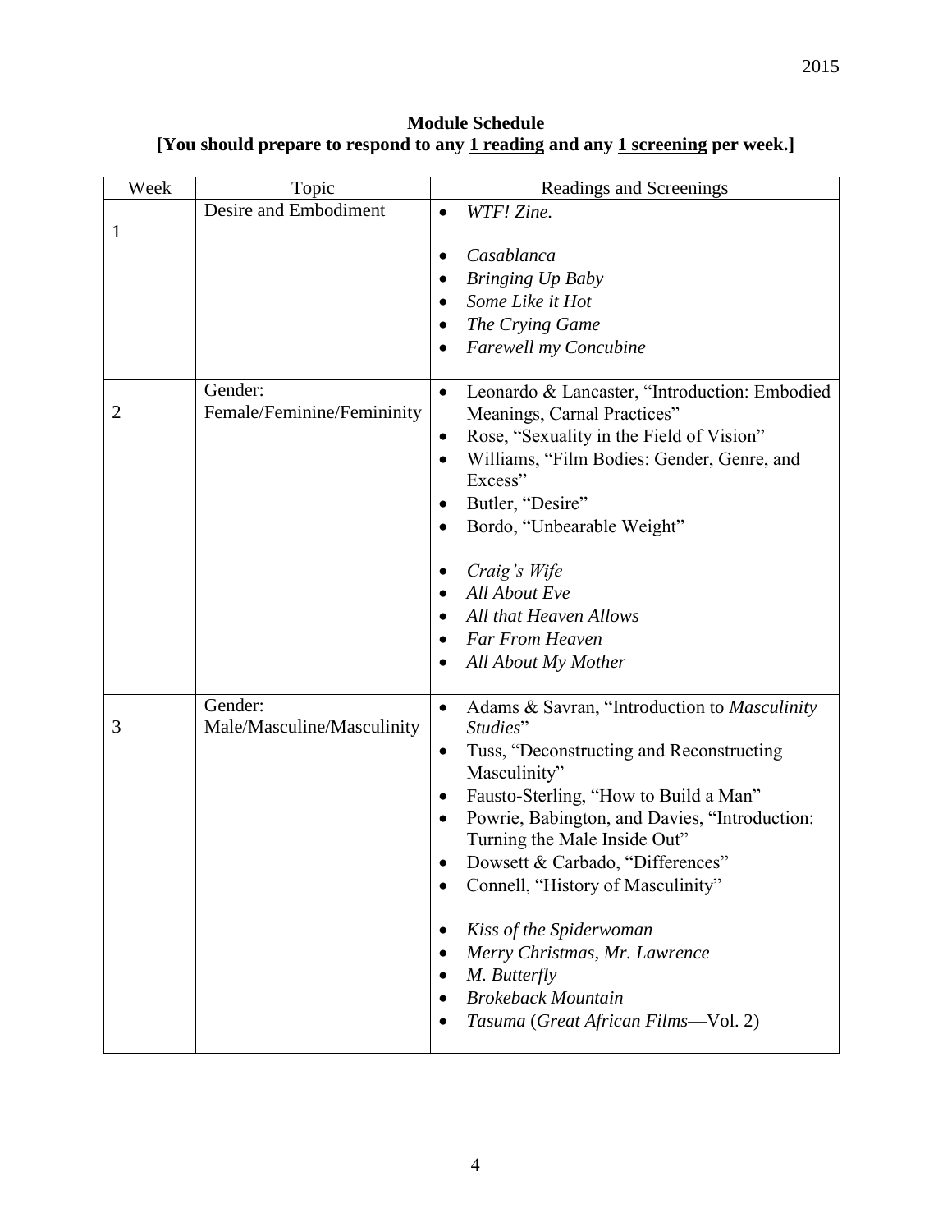**Module Schedule**
**[You should prepare to respond to any 1 reading and any 1 screening per week.]**

| Week | Topic | Readings and Screenings |
|---|---|---|
| 1 | Desire and Embodiment | • *WTF! Zine.*<br><br>• *Casablanca*<br>• *Bringing Up Baby*<br>• *Some Like it Hot*<br>• *The Crying Game*<br>• *Farewell my Concubine* |
| 2 | Gender: Female/Feminine/Femininity | • Leonardo & Lancaster, "Introduction: Embodied Meanings, Carnal Practices"<br>• Rose, "Sexuality in the Field of Vision"<br>• Williams, "Film Bodies: Gender, Genre, and Excess"<br>• Butler, "Desire"<br>• Bordo, "Unbearable Weight"<br><br>• *Craig's Wife*<br>• *All About Eve*<br>• *All that Heaven Allows*<br>• *Far From Heaven*<br>• *All About My Mother* |
| 3 | Gender: Male/Masculine/Masculinity | • Adams & Savran, "Introduction to *Masculinity Studies*"<br>• Tuss, "Deconstructing and Reconstructing Masculinity"<br>• Fausto-Sterling, "How to Build a Man"<br>• Powrie, Babington, and Davies, "Introduction: Turning the Male Inside Out"<br>• Dowsett & Carbado, "Differences"<br>• Connell, "History of Masculinity"<br><br>• *Kiss of the Spiderwoman*<br>• *Merry Christmas, Mr. Lawrence*<br>• *M. Butterfly*<br>• *Brokeback Mountain*<br>• *Tasuma* (*Great African Films*—Vol. 2) |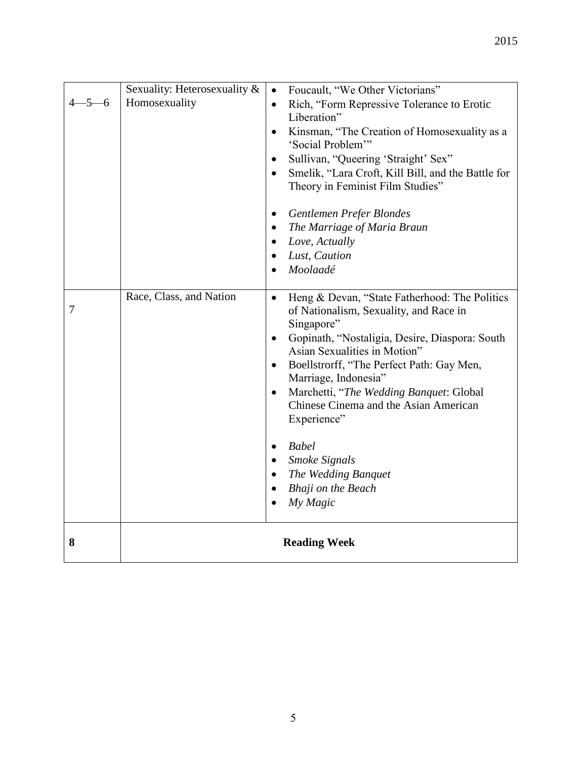| 4—5—6 | Sexuality: Heterosexuality & Homosexuality | • Foucault, "We Other Victorians"<br>• Rich, "Form Repressive Tolerance to Erotic Liberation"<br>• Kinsman, "The Creation of Homosexuality as a 'Social Problem'"<br>• Sullivan, "Queering 'Straight' Sex"<br>• Smelik, "Lara Croft, Kill Bill, and the Battle for Theory in Feminist Film Studies"<br><br>• *Gentlemen Prefer Blondes*<br>• *The Marriage of Maria Braun*<br>• *Love, Actually*<br>• *Lust, Caution*<br>• *Moolaadé* |
|---|---|---|
| 7 | Race, Class, and Nation | • Heng & Devan, "State Fatherhood: The Politics of Nationalism, Sexuality, and Race in Singapore"<br>• Gopinath, "Nostaligia, Desire, Diaspora: South Asian Sexualities in Motion"<br>• Boellstrorff, "The Perfect Path: Gay Men, Marriage, Indonesia"<br>• Marchetti, "*The Wedding Banquet*: Global Chinese Cinema and the Asian American Experience"<br><br>• *Babel*<br>• *Smoke Signals*<br>• *The Wedding Banquet*<br>• *Bhaji on the Beach*<br>• *My Magic* |
| **8** | **Reading Week** | |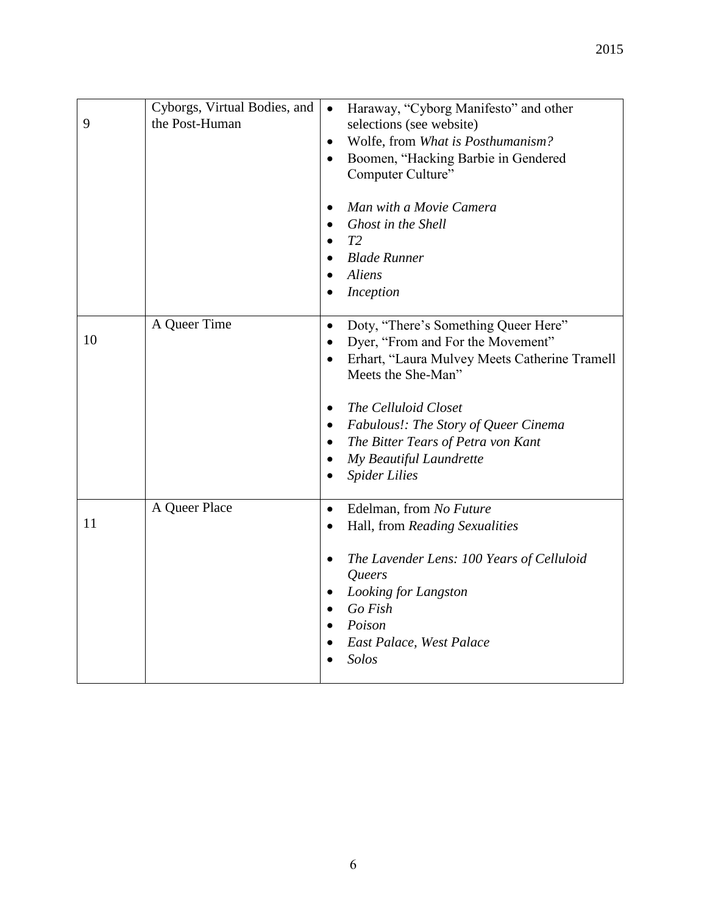| | | |
|---|---|---|
| 9 | Cyborgs, Virtual Bodies, and the Post-Human | • Haraway, "Cyborg Manifesto" and other selections (see website)<br>• Wolfe, from *What is Posthumanism?*<br>• Boomen, "Hacking Barbie in Gendered Computer Culture"<br><br>• *Man with a Movie Camera*<br>• *Ghost in the Shell*<br>• *T2*<br>• *Blade Runner*<br>• *Aliens*<br>• *Inception* |
| 10 | A Queer Time | • Doty, "There's Something Queer Here"<br>• Dyer, "From and For the Movement"<br>• Erhart, "Laura Mulvey Meets Catherine Tramell Meets the She-Man"<br><br>• *The Celluloid Closet*<br>• *Fabulous!: The Story of Queer Cinema*<br>• *The Bitter Tears of Petra von Kant*<br>• *My Beautiful Laundrette*<br>• *Spider Lilies* |
| 11 | A Queer Place | • Edelman, from *No Future*<br>• Hall, from *Reading Sexualities*<br><br>• *The Lavender Lens: 100 Years of Celluloid Queers*<br>• *Looking for Langston*<br>• *Go Fish*<br>• *Poison*<br>• *East Palace, West Palace*<br>• *Solos* |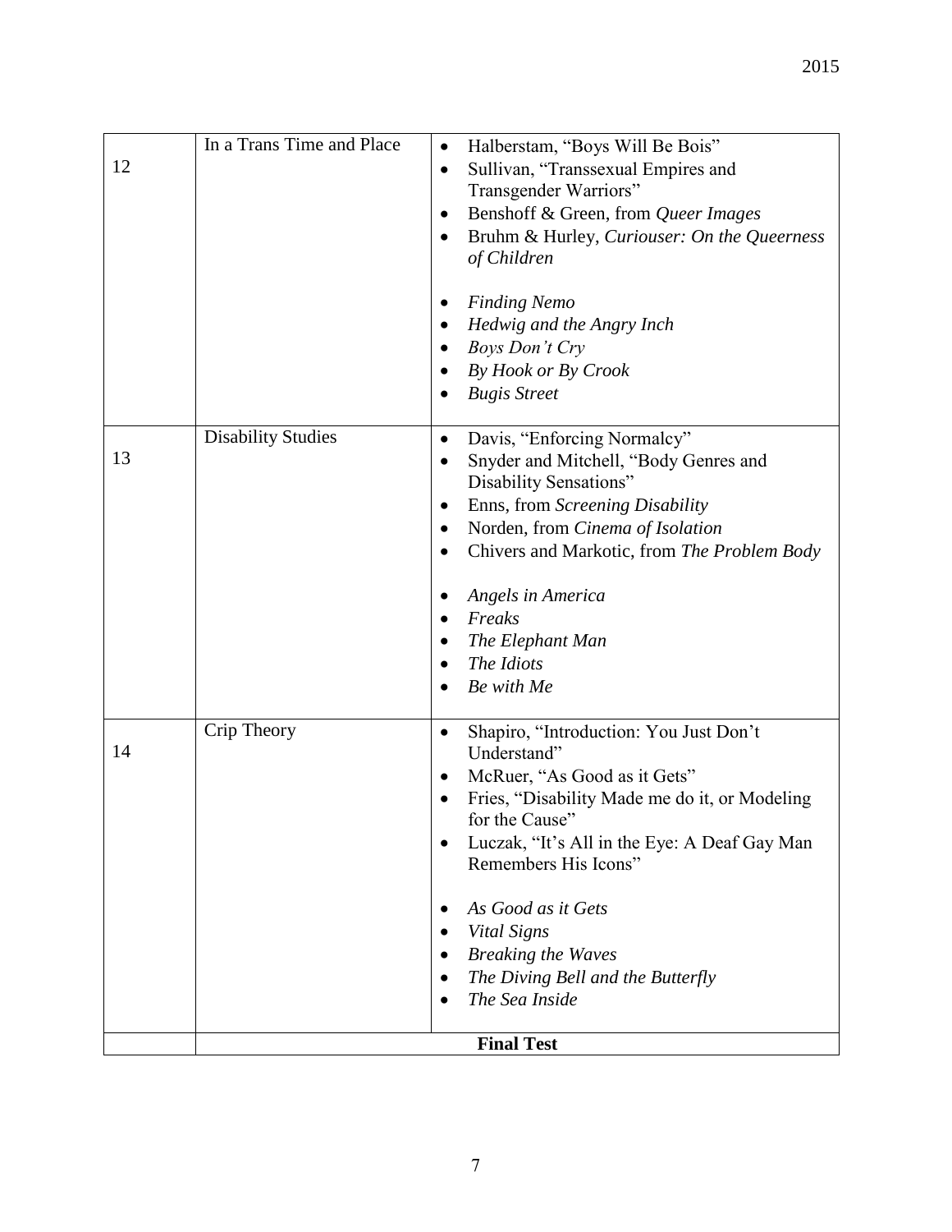| | | |
|---|---|---|
| 12 | In a Trans Time and Place | • Halberstam, "Boys Will Be Bois"<br>• Sullivan, "Transsexual Empires and Transgender Warriors"<br>• Benshoff & Green, from *Queer Images*<br>• Bruhm & Hurley, *Curiouser: On the Queerness of Children*<br><br>• *Finding Nemo*<br>• *Hedwig and the Angry Inch*<br>• *Boys Don't Cry*<br>• *By Hook or By Crook*<br>• *Bugis Street* |
| 13 | Disability Studies | • Davis, "Enforcing Normalcy"<br>• Snyder and Mitchell, "Body Genres and Disability Sensations"<br>• Enns, from *Screening Disability*<br>• Norden, from *Cinema of Isolation*<br>• Chivers and Markotic, from *The Problem Body*<br><br>• *Angels in America*<br>• *Freaks*<br>• *The Elephant Man*<br>• *The Idiots*<br>• *Be with Me* |
| 14 | Crip Theory | • Shapiro, "Introduction: You Just Don't Understand"<br>• McRuer, "As Good as it Gets"<br>• Fries, "Disability Made me do it, or Modeling for the Cause"<br>• Luczak, "It's All in the Eye: A Deaf Gay Man Remembers His Icons"<br><br>• *As Good as it Gets*<br>• *Vital Signs*<br>• *Breaking the Waves*<br>• *The Diving Bell and the Butterfly*<br>• *The Sea Inside* |
| | **Final Test** | |